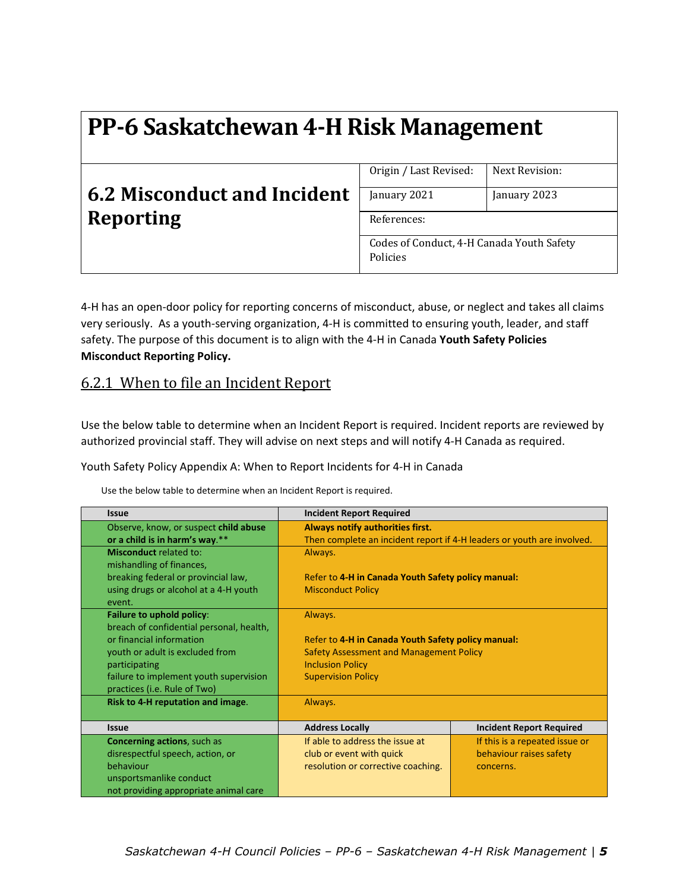# PP-6 Saskatchewan 4-H Risk Management

## 6.2 Misconduct and Incident Reporting

| Origin / Last Revised: | Next Revision: |
|---|---|
| January 2021 | January 2023 |
| References: | |
| Codes of Conduct, 4-H Canada Youth Safety Policies | |

4-H has an open-door policy for reporting concerns of misconduct, abuse, or neglect and takes all claims very seriously. As a youth-serving organization, 4-H is committed to ensuring youth, leader, and staff safety. The purpose of this document is to align with the 4-H in Canada **Youth Safety Policies Misconduct Reporting Policy.**

### 6.2.1 When to file an Incident Report

Use the below table to determine when an Incident Report is required. Incident reports are reviewed by authorized provincial staff. They will advise on next steps and will notify 4-H Canada as required.

Youth Safety Policy Appendix A: When to Report Incidents for 4-H in Canada

Use the below table to determine when an Incident Report is required.

| Issue | Incident Report Required | |
|---|---|---|
| Observe, know, or suspect **child abuse or a child is in harm's way**.** | **Always notify authorities first.** Then complete an incident report if 4-H leaders or youth are involved. | |
| **Misconduct** related to: mishandling of finances, breaking federal or provincial law, using drugs or alcohol at a 4-H youth event. | Always. Refer to **4-H in Canada Youth Safety policy manual:** Misconduct Policy | |
| **Failure to uphold policy**: breach of confidential personal, health, or financial information; youth or adult is excluded from participating; failure to implement youth supervision practices (i.e. Rule of Two) | Always. Refer to **4-H in Canada Youth Safety policy manual:** Safety Assessment and Management Policy; Inclusion Policy; Supervision Policy | |
| **Risk to 4-H reputation and image**. | Always. | |
| **Issue** | **Address Locally** | **Incident Report Required** |
| **Concerning actions**, such as disrespectful speech, action, or behaviour; unsportsmanlike conduct; not providing appropriate animal care | If able to address the issue at club or event with quick resolution or corrective coaching. | If this is a repeated issue or behaviour raises safety concerns. |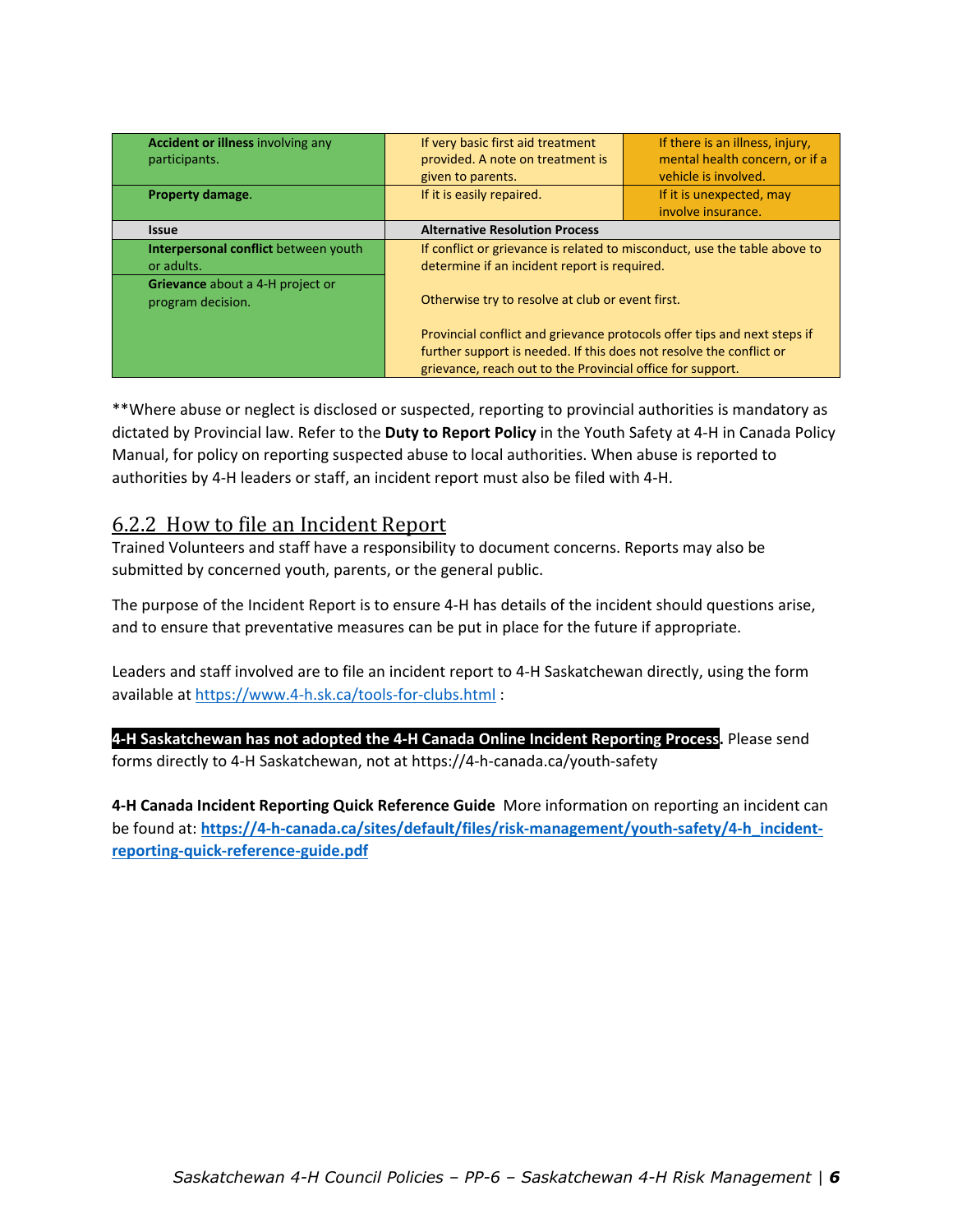| | | |
|---|---|---|
| **Accident or illness** involving any participants. | If very basic first aid treatment provided. A note on treatment is given to parents. | If there is an illness, injury, mental health concern, or if a vehicle is involved. |
| **Property damage**. | If it is easily repaired. | If it is unexpected, may involve insurance. |
| **Issue** | **Alternative Resolution Process** | |
| **Interpersonal conflict** between youth or adults. | If conflict or grievance is related to misconduct, use the table above to determine if an incident report is required.<br><br>Otherwise try to resolve at club or event first.<br><br>Provincial conflict and grievance protocols offer tips and next steps if further support is needed. If this does not resolve the conflict or grievance, reach out to the Provincial office for support. | |
| **Grievance** about a 4-H project or program decision. | | |

**Where abuse or neglect is disclosed or suspected, reporting to provincial authorities is mandatory as dictated by Provincial law. Refer to the **Duty to Report Policy** in the Youth Safety at 4-H in Canada Policy Manual, for policy on reporting suspected abuse to local authorities. When abuse is reported to authorities by 4-H leaders or staff, an incident report must also be filed with 4-H.

## 6.2.2 How to file an Incident Report

Trained Volunteers and staff have a responsibility to document concerns. Reports may also be submitted by concerned youth, parents, or the general public.

The purpose of the Incident Report is to ensure 4-H has details of the incident should questions arise, and to ensure that preventative measures can be put in place for the future if appropriate.

Leaders and staff involved are to file an incident report to 4-H Saskatchewan directly, using the form available at https://www.4-h.sk.ca/tools-for-clubs.html :

**4-H Saskatchewan has not adopted the 4-H Canada Online Incident Reporting Process.** Please send forms directly to 4-H Saskatchewan, not at https://4-h-canada.ca/youth-safety

**4-H Canada Incident Reporting Quick Reference Guide** More information on reporting an incident can be found at: **https://4-h-canada.ca/sites/default/files/risk-management/youth-safety/4-h_incident-reporting-quick-reference-guide.pdf**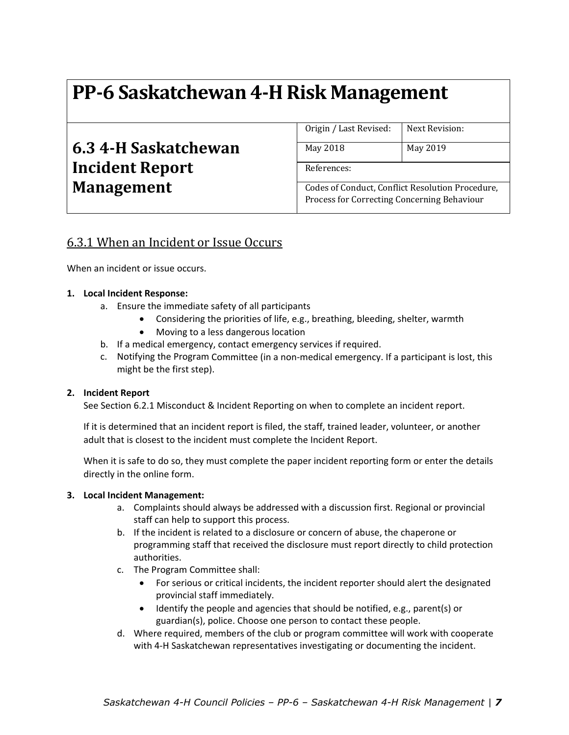# PP-6 Saskatchewan 4-H Risk Management

| 6.3 4-H Saskatchewan Incident Report Management | Origin / Last Revised: | Next Revision: |
| --- | --- | --- |
| | May 2018 | May 2019 |
| | References: | |
| | Codes of Conduct, Conflict Resolution Procedure, Process for Correcting Concerning Behaviour | |

## 6.3.1 When an Incident or Issue Occurs

When an incident or issue occurs.

1. **Local Incident Response:**
   a. Ensure the immediate safety of all participants
      - Considering the priorities of life, e.g., breathing, bleeding, shelter, warmth
      - Moving to a less dangerous location

   b. If a medical emergency, contact emergency services if required.

   c. Notifying the Program Committee (in a non-medical emergency. If a participant is lost, this might be the first step).

2. **Incident Report**

   See Section 6.2.1 Misconduct & Incident Reporting on when to complete an incident report.

   If it is determined that an incident report is filed, the staff, trained leader, volunteer, or another adult that is closest to the incident must complete the Incident Report.

   When it is safe to do so, they must complete the paper incident reporting form or enter the details directly in the online form.

3. **Local Incident Management:**
   a. Complaints should always be addressed with a discussion first. Regional or provincial staff can help to support this process.

   b. If the incident is related to a disclosure or concern of abuse, the chaperone or programming staff that received the disclosure must report directly to child protection authorities.

   c. The Program Committee shall:
      - For serious or critical incidents, the incident reporter should alert the designated provincial staff immediately.
      - Identify the people and agencies that should be notified, e.g., parent(s) or guardian(s), police. Choose one person to contact these people.

   d. Where required, members of the club or program committee will work with cooperate with 4-H Saskatchewan representatives investigating or documenting the incident.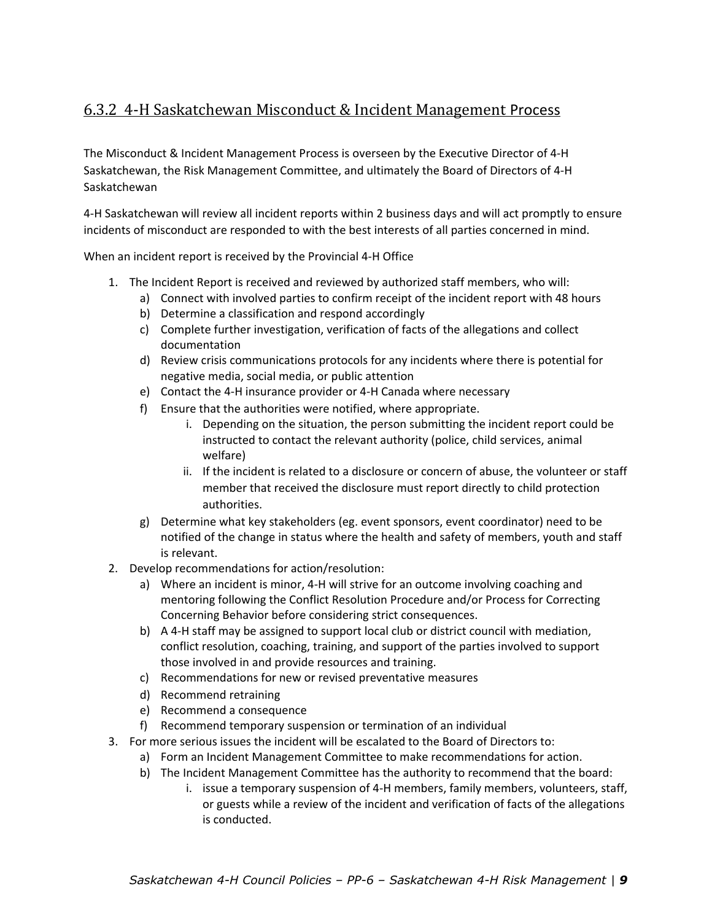## 6.3.2 4-H Saskatchewan Misconduct & Incident Management Process

The Misconduct & Incident Management Process is overseen by the Executive Director of 4-H Saskatchewan, the Risk Management Committee, and ultimately the Board of Directors of 4-H Saskatchewan

4-H Saskatchewan will review all incident reports within 2 business days and will act promptly to ensure incidents of misconduct are responded to with the best interests of all parties concerned in mind.

When an incident report is received by the Provincial 4-H Office

1. The Incident Report is received and reviewed by authorized staff members, who will:
   a) Connect with involved parties to confirm receipt of the incident report with 48 hours
   b) Determine a classification and respond accordingly
   c) Complete further investigation, verification of facts of the allegations and collect documentation
   d) Review crisis communications protocols for any incidents where there is potential for negative media, social media, or public attention
   e) Contact the 4-H insurance provider or 4-H Canada where necessary
   f) Ensure that the authorities were notified, where appropriate.
      i. Depending on the situation, the person submitting the incident report could be instructed to contact the relevant authority (police, child services, animal welfare)
      ii. If the incident is related to a disclosure or concern of abuse, the volunteer or staff member that received the disclosure must report directly to child protection authorities.
   g) Determine what key stakeholders (eg. event sponsors, event coordinator) need to be notified of the change in status where the health and safety of members, youth and staff is relevant.
2. Develop recommendations for action/resolution:
   a) Where an incident is minor, 4-H will strive for an outcome involving coaching and mentoring following the Conflict Resolution Procedure and/or Process for Correcting Concerning Behavior before considering strict consequences.
   b) A 4-H staff may be assigned to support local club or district council with mediation, conflict resolution, coaching, training, and support of the parties involved to support those involved in and provide resources and training.
   c) Recommendations for new or revised preventative measures
   d) Recommend retraining
   e) Recommend a consequence
   f) Recommend temporary suspension or termination of an individual
3. For more serious issues the incident will be escalated to the Board of Directors to:
   a) Form an Incident Management Committee to make recommendations for action.
   b) The Incident Management Committee has the authority to recommend that the board:
      i. issue a temporary suspension of 4-H members, family members, volunteers, staff, or guests while a review of the incident and verification of facts of the allegations is conducted.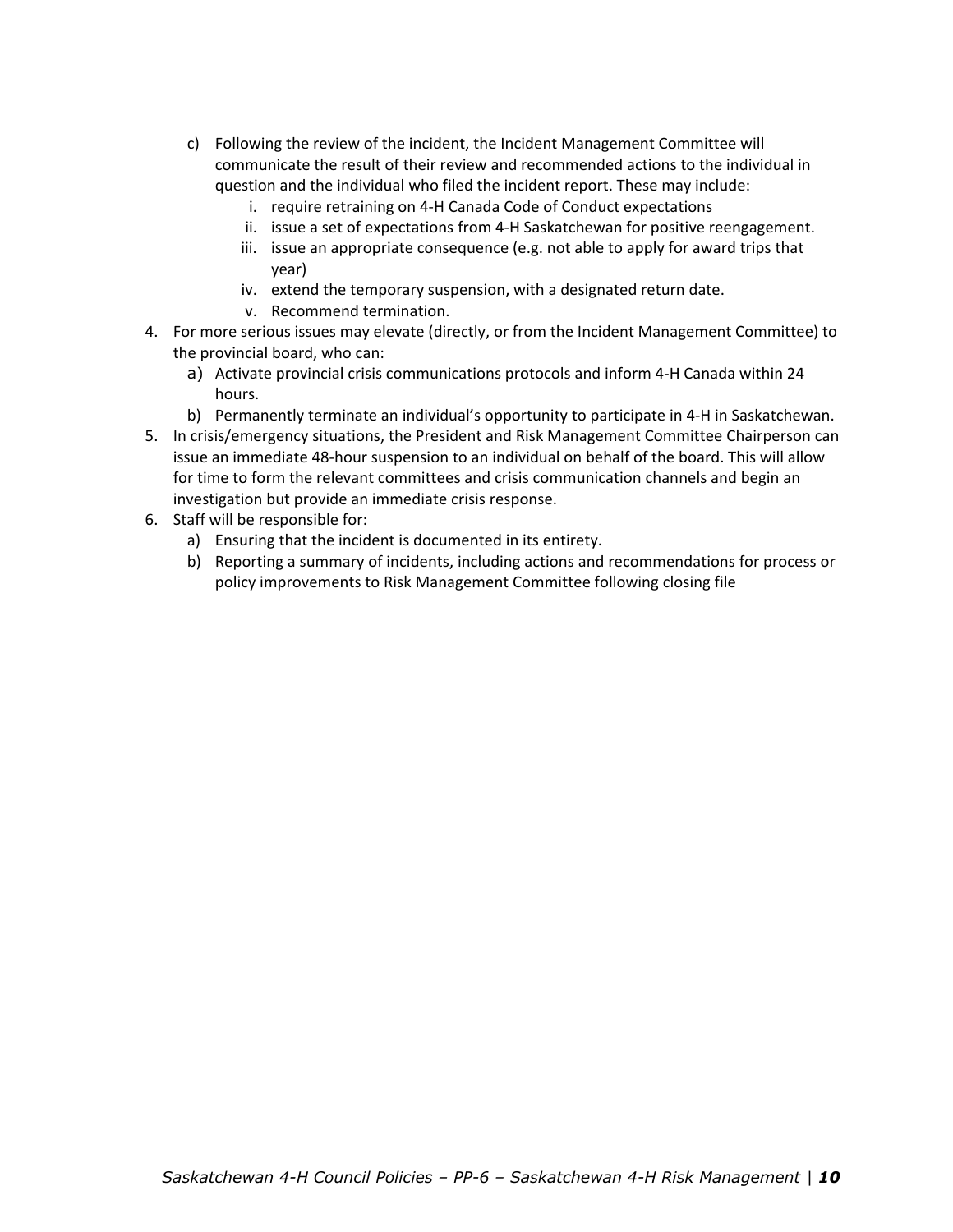c) Following the review of the incident, the Incident Management Committee will communicate the result of their review and recommended actions to the individual in question and the individual who filed the incident report. These may include:
   i. require retraining on 4-H Canada Code of Conduct expectations
   ii. issue a set of expectations from 4-H Saskatchewan for positive reengagement.
   iii. issue an appropriate consequence (e.g. not able to apply for award trips that year)
   iv. extend the temporary suspension, with a designated return date.
   v. Recommend termination.

4. For more serious issues may elevate (directly, or from the Incident Management Committee) to the provincial board, who can:
   a) Activate provincial crisis communications protocols and inform 4-H Canada within 24 hours.
   b) Permanently terminate an individual's opportunity to participate in 4-H in Saskatchewan.
5. In crisis/emergency situations, the President and Risk Management Committee Chairperson can issue an immediate 48-hour suspension to an individual on behalf of the board. This will allow for time to form the relevant committees and crisis communication channels and begin an investigation but provide an immediate crisis response.
6. Staff will be responsible for:
   a) Ensuring that the incident is documented in its entirety.
   b) Reporting a summary of incidents, including actions and recommendations for process or policy improvements to Risk Management Committee following closing file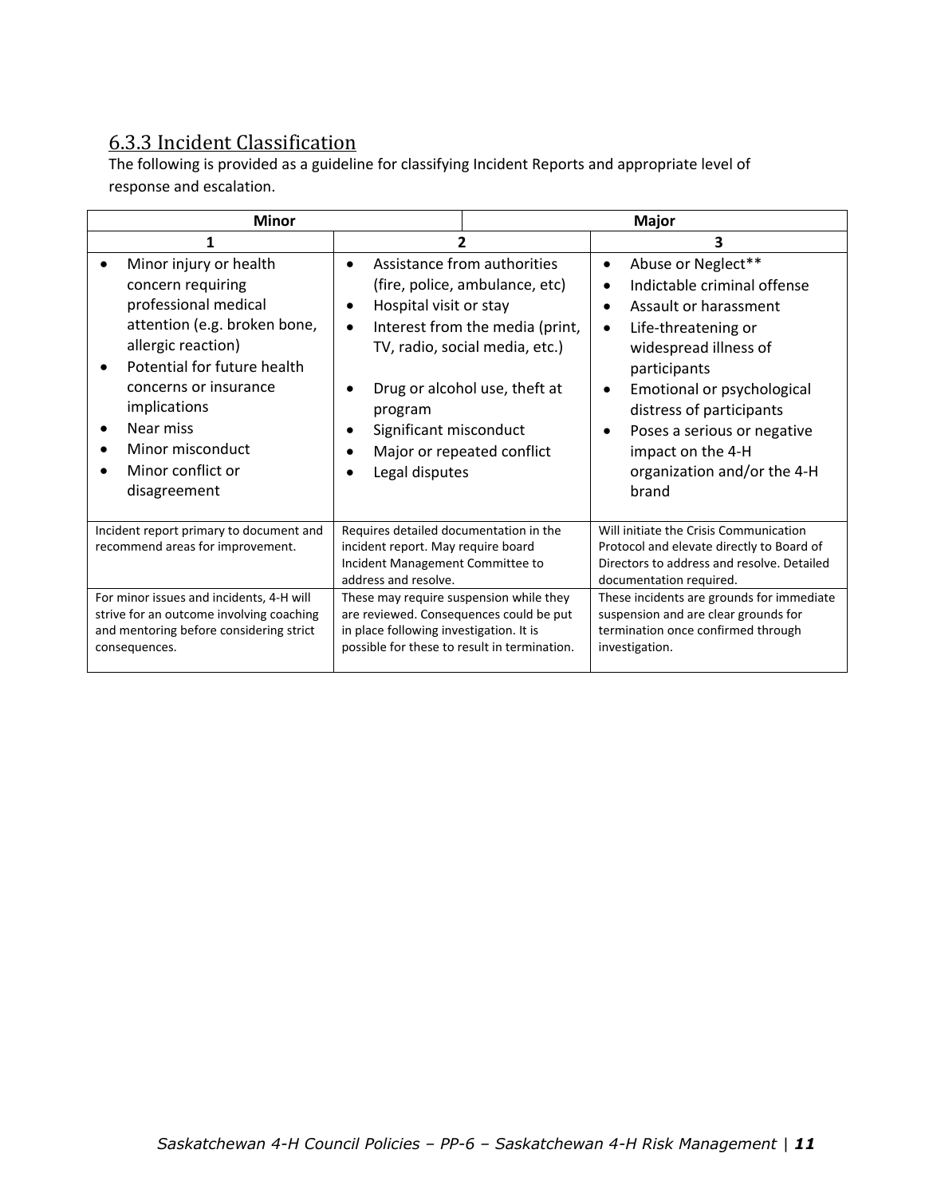### 6.3.3 Incident Classification

The following is provided as a guideline for classifying Incident Reports and appropriate level of response and escalation.

| Minor | | Major |
|---|---|---|
| **1** | **2** | **3** |
| • Minor injury or health concern requiring professional medical attention (e.g. broken bone, allergic reaction)<br>• Potential for future health concerns or insurance implications<br>• Near miss<br>• Minor misconduct<br>• Minor conflict or disagreement | • Assistance from authorities (fire, police, ambulance, etc)<br>• Hospital visit or stay<br>• Interest from the media (print, TV, radio, social media, etc.)<br>• Drug or alcohol use, theft at program<br>• Significant misconduct<br>• Major or repeated conflict<br>• Legal disputes | • Abuse or Neglect**<br>• Indictable criminal offense<br>• Assault or harassment<br>• Life-threatening or widespread illness of participants<br>• Emotional or psychological distress of participants<br>• Poses a serious or negative impact on the 4-H organization and/or the 4-H brand |
| Incident report primary to document and recommend areas for improvement. | Requires detailed documentation in the incident report. May require board Incident Management Committee to address and resolve. | Will initiate the Crisis Communication Protocol and elevate directly to Board of Directors to address and resolve. Detailed documentation required. |
| For minor issues and incidents, 4-H will strive for an outcome involving coaching and mentoring before considering strict consequences. | These may require suspension while they are reviewed. Consequences could be put in place following investigation. It is possible for these to result in termination. | These incidents are grounds for immediate suspension and are clear grounds for termination once confirmed through investigation. |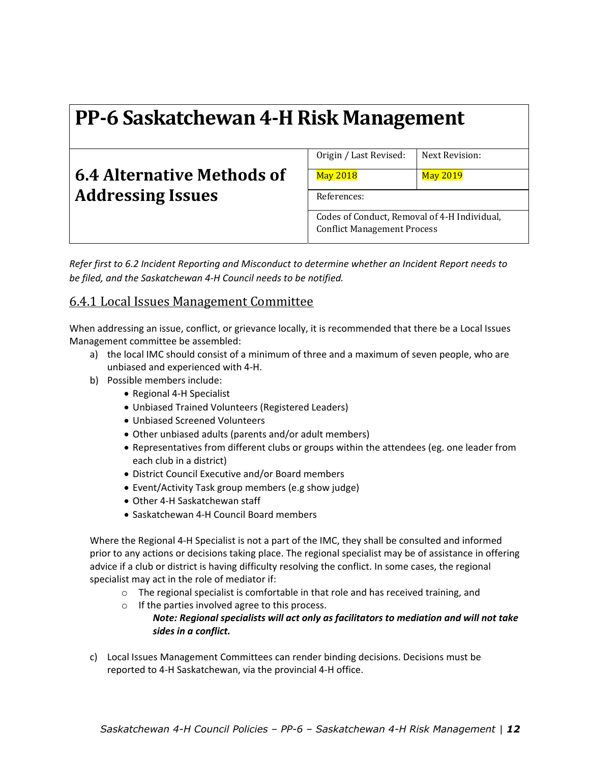# PP-6 Saskatchewan 4-H Risk Management

## 6.4 Alternative Methods of Addressing Issues

| Origin / Last Revised: | Next Revision: |
|---|---|
| May 2018 | May 2019 |
| References: | |
| Codes of Conduct, Removal of 4-H Individual, Conflict Management Process | |

*Refer first to 6.2 Incident Reporting and Misconduct to determine whether an Incident Report needs to be filed, and the Saskatchewan 4-H Council needs to be notified.*

### 6.4.1 Local Issues Management Committee

When addressing an issue, conflict, or grievance locally, it is recommended that there be a Local Issues Management committee be assembled:

a) the local IMC should consist of a minimum of three and a maximum of seven people, who are unbiased and experienced with 4-H.

b) Possible members include:
   - Regional 4-H Specialist
   - Unbiased Trained Volunteers (Registered Leaders)
   - Unbiased Screened Volunteers
   - Other unbiased adults (parents and/or adult members)
   - Representatives from different clubs or groups within the attendees (eg. one leader from each club in a district)
   - District Council Executive and/or Board members
   - Event/Activity Task group members (e.g show judge)
   - Other 4-H Saskatchewan staff
   - Saskatchewan 4-H Council Board members

   Where the Regional 4-H Specialist is not a part of the IMC, they shall be consulted and informed prior to any actions or decisions taking place. The regional specialist may be of assistance in offering advice if a club or district is having difficulty resolving the conflict. In some cases, the regional specialist may act in the role of mediator if:
   - The regional specialist is comfortable in that role and has received training, and
   - If the parties involved agree to this process.

     ***Note: Regional specialists will act only as facilitators to mediation and will not take sides in a conflict.***

c) Local Issues Management Committees can render binding decisions. Decisions must be reported to 4-H Saskatchewan, via the provincial 4-H office.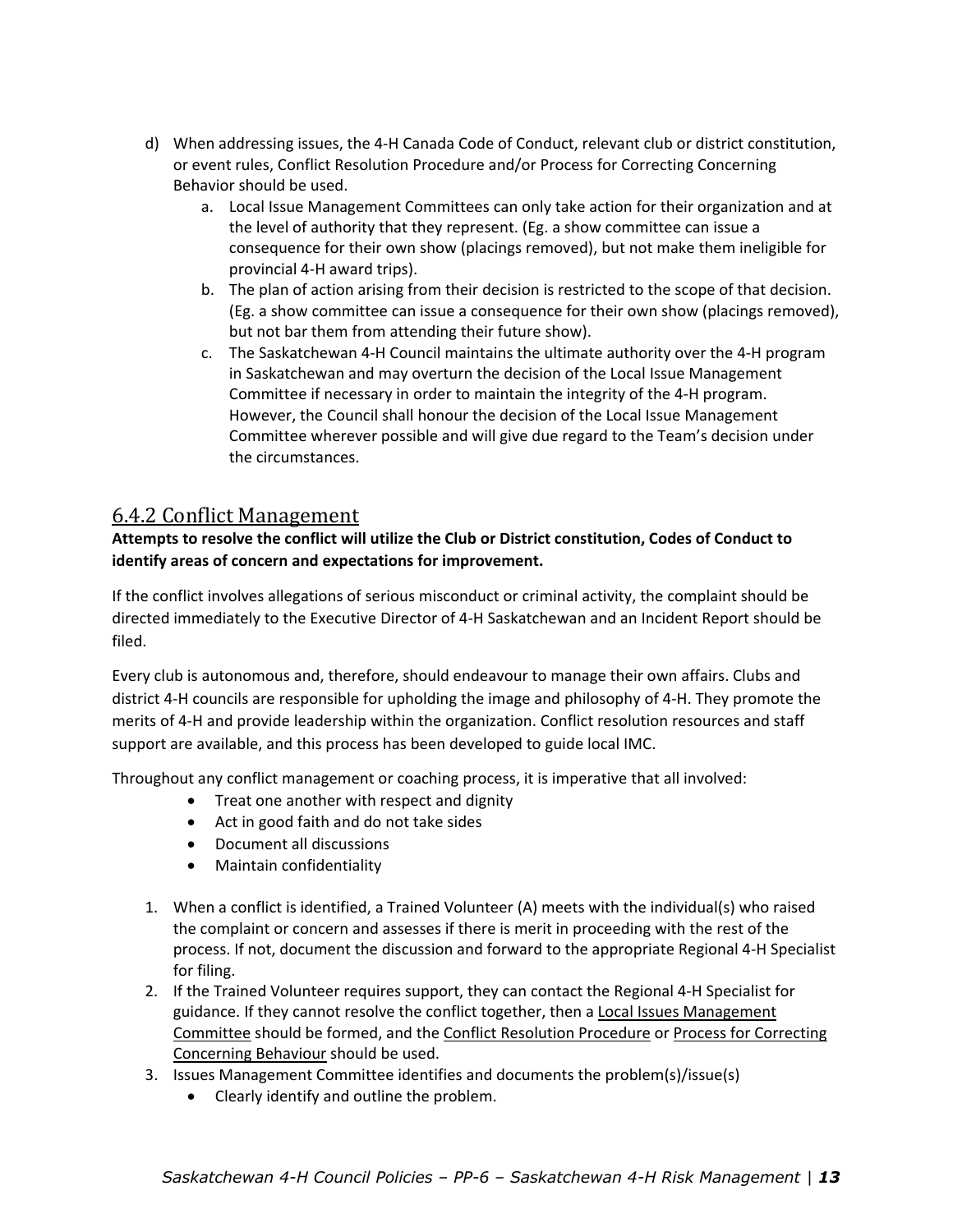d) When addressing issues, the 4-H Canada Code of Conduct, relevant club or district constitution, or event rules, Conflict Resolution Procedure and/or Process for Correcting Concerning Behavior should be used.
   a. Local Issue Management Committees can only take action for their organization and at the level of authority that they represent. (Eg. a show committee can issue a consequence for their own show (placings removed), but not make them ineligible for provincial 4-H award trips).
   b. The plan of action arising from their decision is restricted to the scope of that decision. (Eg. a show committee can issue a consequence for their own show (placings removed), but not bar them from attending their future show).
   c. The Saskatchewan 4-H Council maintains the ultimate authority over the 4-H program in Saskatchewan and may overturn the decision of the Local Issue Management Committee if necessary in order to maintain the integrity of the 4-H program. However, the Council shall honour the decision of the Local Issue Management Committee wherever possible and will give due regard to the Team's decision under the circumstances.

## 6.4.2 Conflict Management

**Attempts to resolve the conflict will utilize the Club or District constitution, Codes of Conduct to identify areas of concern and expectations for improvement.**

If the conflict involves allegations of serious misconduct or criminal activity, the complaint should be directed immediately to the Executive Director of 4-H Saskatchewan and an Incident Report should be filed.

Every club is autonomous and, therefore, should endeavour to manage their own affairs. Clubs and district 4-H councils are responsible for upholding the image and philosophy of 4-H. They promote the merits of 4-H and provide leadership within the organization. Conflict resolution resources and staff support are available, and this process has been developed to guide local IMC.

Throughout any conflict management or coaching process, it is imperative that all involved:

- Treat one another with respect and dignity
- Act in good faith and do not take sides
- Document all discussions
- Maintain confidentiality

1. When a conflict is identified, a Trained Volunteer (A) meets with the individual(s) who raised the complaint or concern and assesses if there is merit in proceeding with the rest of the process. If not, document the discussion and forward to the appropriate Regional 4-H Specialist for filing.
2. If the Trained Volunteer requires support, they can contact the Regional 4-H Specialist for guidance. If they cannot resolve the conflict together, then a Local Issues Management Committee should be formed, and the Conflict Resolution Procedure or Process for Correcting Concerning Behaviour should be used.
3. Issues Management Committee identifies and documents the problem(s)/issue(s)
   - Clearly identify and outline the problem.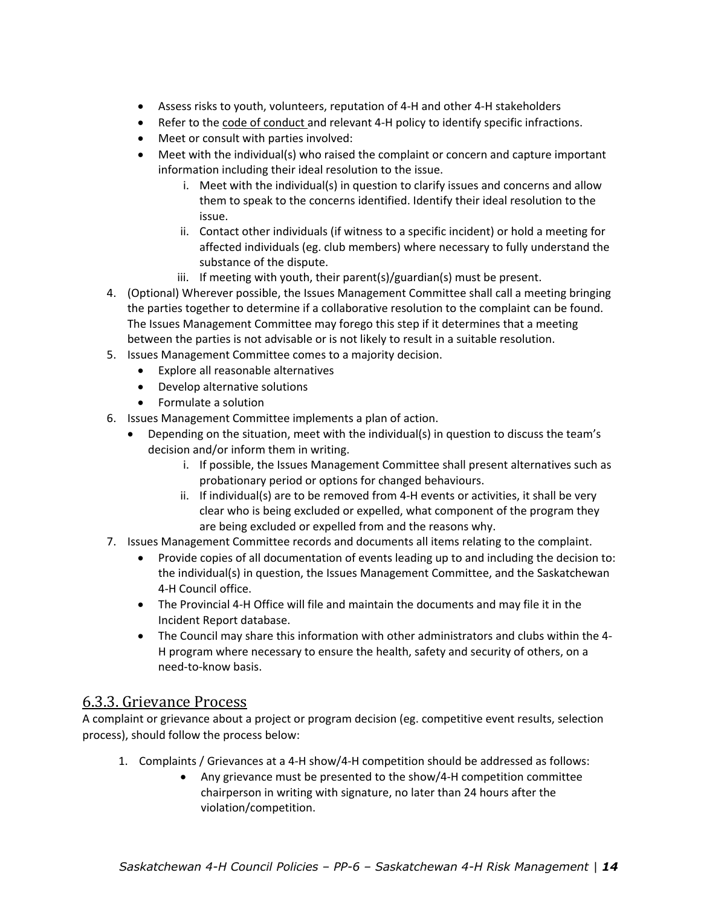- Assess risks to youth, volunteers, reputation of 4-H and other 4-H stakeholders
- Refer to the code of conduct and relevant 4-H policy to identify specific infractions.
- Meet or consult with parties involved:
- Meet with the individual(s) who raised the complaint or concern and capture important information including their ideal resolution to the issue.
    i. Meet with the individual(s) in question to clarify issues and concerns and allow them to speak to the concerns identified. Identify their ideal resolution to the issue.
    ii. Contact other individuals (if witness to a specific incident) or hold a meeting for affected individuals (eg. club members) where necessary to fully understand the substance of the dispute.
    iii. If meeting with youth, their parent(s)/guardian(s) must be present.

4. (Optional) Wherever possible, the Issues Management Committee shall call a meeting bringing the parties together to determine if a collaborative resolution to the complaint can be found. The Issues Management Committee may forego this step if it determines that a meeting between the parties is not advisable or is not likely to result in a suitable resolution.
5. Issues Management Committee comes to a majority decision.
    - Explore all reasonable alternatives
    - Develop alternative solutions
    - Formulate a solution
6. Issues Management Committee implements a plan of action.
    - Depending on the situation, meet with the individual(s) in question to discuss the team's decision and/or inform them in writing.
        i. If possible, the Issues Management Committee shall present alternatives such as probationary period or options for changed behaviours.
        ii. If individual(s) are to be removed from 4-H events or activities, it shall be very clear who is being excluded or expelled, what component of the program they are being excluded or expelled from and the reasons why.
7. Issues Management Committee records and documents all items relating to the complaint.
    - Provide copies of all documentation of events leading up to and including the decision to: the individual(s) in question, the Issues Management Committee, and the Saskatchewan 4-H Council office.
    - The Provincial 4-H Office will file and maintain the documents and may file it in the Incident Report database.
    - The Council may share this information with other administrators and clubs within the 4-H program where necessary to ensure the health, safety and security of others, on a need-to-know basis.

## 6.3.3. Grievance Process

A complaint or grievance about a project or program decision (eg. competitive event results, selection process), should follow the process below:

1. Complaints / Grievances at a 4-H show/4-H competition should be addressed as follows:
    - Any grievance must be presented to the show/4-H competition committee chairperson in writing with signature, no later than 24 hours after the violation/competition.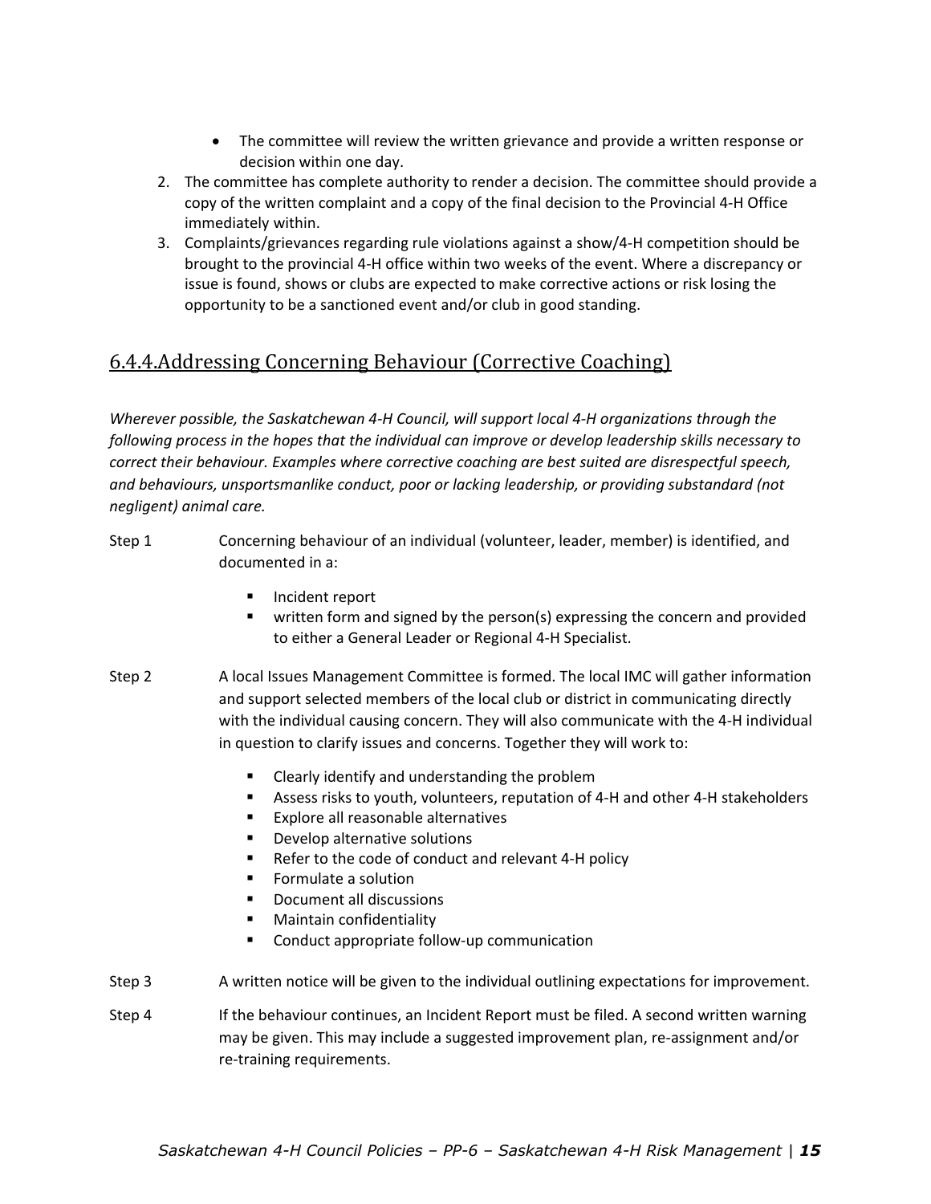- The committee will review the written grievance and provide a written response or decision within one day.

2. The committee has complete authority to render a decision. The committee should provide a copy of the written complaint and a copy of the final decision to the Provincial 4-H Office immediately within.
3. Complaints/grievances regarding rule violations against a show/4-H competition should be brought to the provincial 4-H office within two weeks of the event. Where a discrepancy or issue is found, shows or clubs are expected to make corrective actions or risk losing the opportunity to be a sanctioned event and/or club in good standing.

### 6.4.4.Addressing Concerning Behaviour (Corrective Coaching)

*Wherever possible, the Saskatchewan 4-H Council, will support local 4-H organizations through the following process in the hopes that the individual can improve or develop leadership skills necessary to correct their behaviour. Examples where corrective coaching are best suited are disrespectful speech, and behaviours, unsportsmanlike conduct, poor or lacking leadership, or providing substandard (not negligent) animal care.*

Step 1 Concerning behaviour of an individual (volunteer, leader, member) is identified, and documented in a:

- Incident report
- written form and signed by the person(s) expressing the concern and provided to either a General Leader or Regional 4-H Specialist.

Step 2 A local Issues Management Committee is formed. The local IMC will gather information and support selected members of the local club or district in communicating directly with the individual causing concern. They will also communicate with the 4-H individual in question to clarify issues and concerns. Together they will work to:

- Clearly identify and understanding the problem
- Assess risks to youth, volunteers, reputation of 4-H and other 4-H stakeholders
- Explore all reasonable alternatives
- Develop alternative solutions
- Refer to the code of conduct and relevant 4-H policy
- Formulate a solution
- Document all discussions
- Maintain confidentiality
- Conduct appropriate follow-up communication

Step 3 A written notice will be given to the individual outlining expectations for improvement.

Step 4 If the behaviour continues, an Incident Report must be filed. A second written warning may be given. This may include a suggested improvement plan, re-assignment and/or re-training requirements.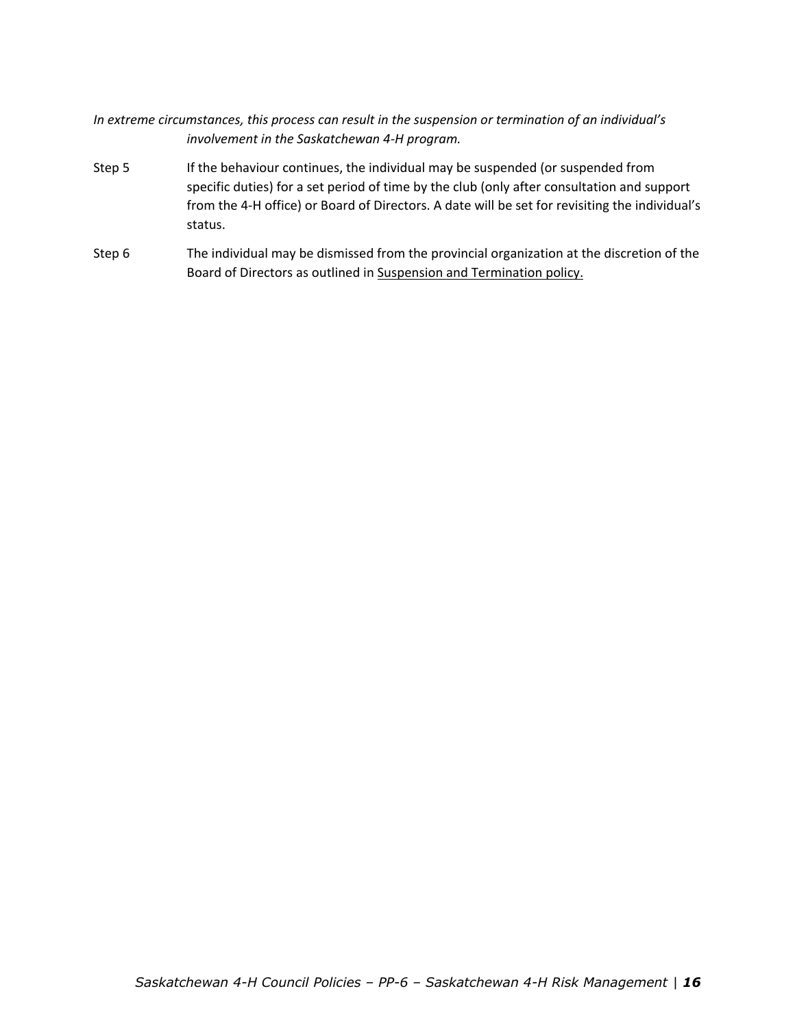*In extreme circumstances, this process can result in the suspension or termination of an individual's involvement in the Saskatchewan 4-H program.*

Step 5 If the behaviour continues, the individual may be suspended (or suspended from specific duties) for a set period of time by the club (only after consultation and support from the 4-H office) or Board of Directors. A date will be set for revisiting the individual's status.

Step 6 The individual may be dismissed from the provincial organization at the discretion of the Board of Directors as outlined in Suspension and Termination policy.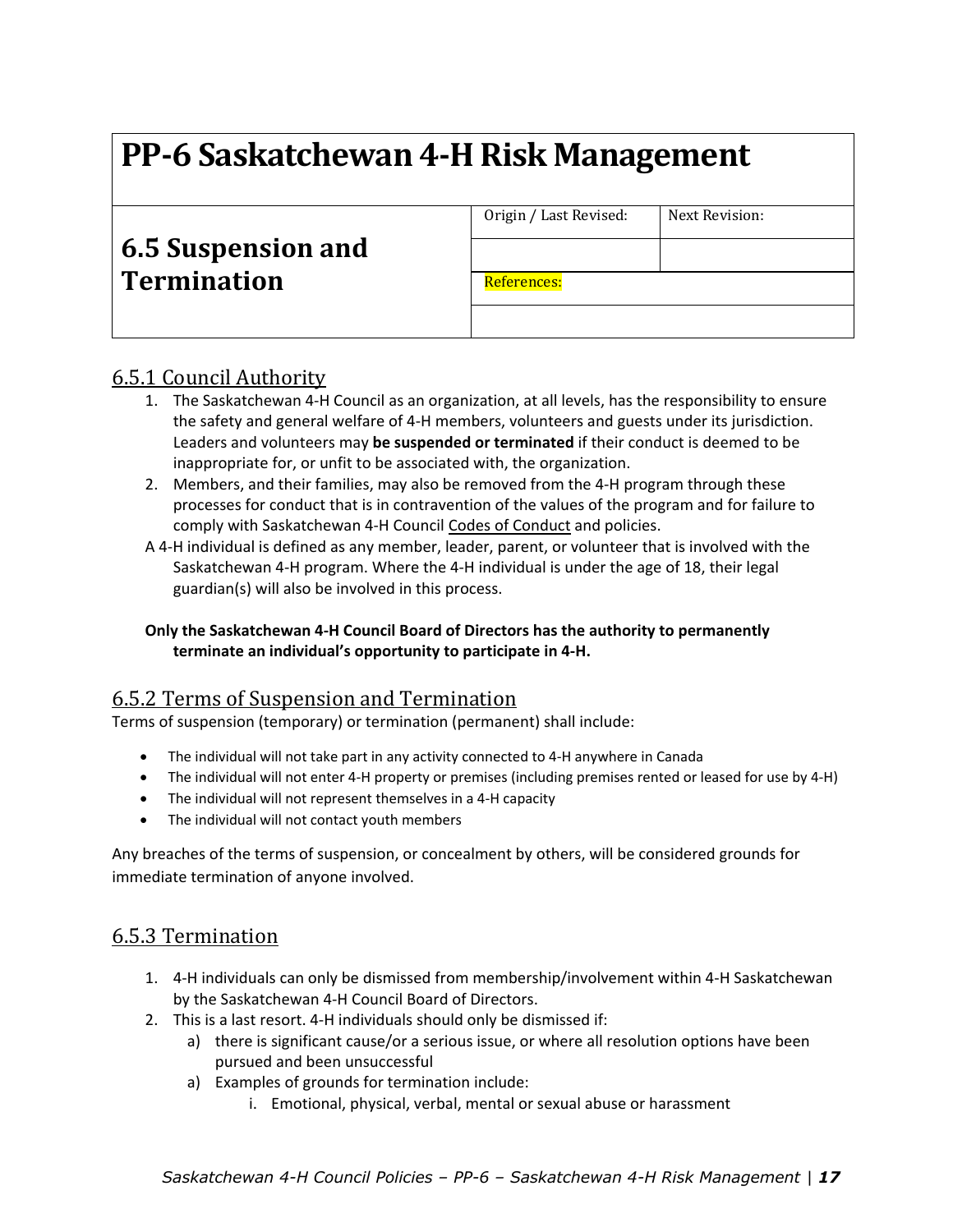# PP-6 Saskatchewan 4-H Risk Management

## 6.5 Suspension and Termination

| Origin / Last Revised: | Next Revision: |
|---|---|
| | |
| References: | |
| | |

### 6.5.1 Council Authority

1. The Saskatchewan 4-H Council as an organization, at all levels, has the responsibility to ensure the safety and general welfare of 4-H members, volunteers and guests under its jurisdiction. Leaders and volunteers may **be suspended or terminated** if their conduct is deemed to be inappropriate for, or unfit to be associated with, the organization.
2. Members, and their families, may also be removed from the 4-H program through these processes for conduct that is in contravention of the values of the program and for failure to comply with Saskatchewan 4-H Council Codes of Conduct and policies.

A 4-H individual is defined as any member, leader, parent, or volunteer that is involved with the Saskatchewan 4-H program. Where the 4-H individual is under the age of 18, their legal guardian(s) will also be involved in this process.

**Only the Saskatchewan 4-H Council Board of Directors has the authority to permanently terminate an individual's opportunity to participate in 4-H.**

### 6.5.2 Terms of Suspension and Termination

Terms of suspension (temporary) or termination (permanent) shall include:

- The individual will not take part in any activity connected to 4-H anywhere in Canada
- The individual will not enter 4-H property or premises (including premises rented or leased for use by 4-H)
- The individual will not represent themselves in a 4-H capacity
- The individual will not contact youth members

Any breaches of the terms of suspension, or concealment by others, will be considered grounds for immediate termination of anyone involved.

### 6.5.3 Termination

1. 4-H individuals can only be dismissed from membership/involvement within 4-H Saskatchewan by the Saskatchewan 4-H Council Board of Directors.
2. This is a last resort. 4-H individuals should only be dismissed if:
   a) there is significant cause/or a serious issue, or where all resolution options have been pursued and been unsuccessful
   a) Examples of grounds for termination include:
      i. Emotional, physical, verbal, mental or sexual abuse or harassment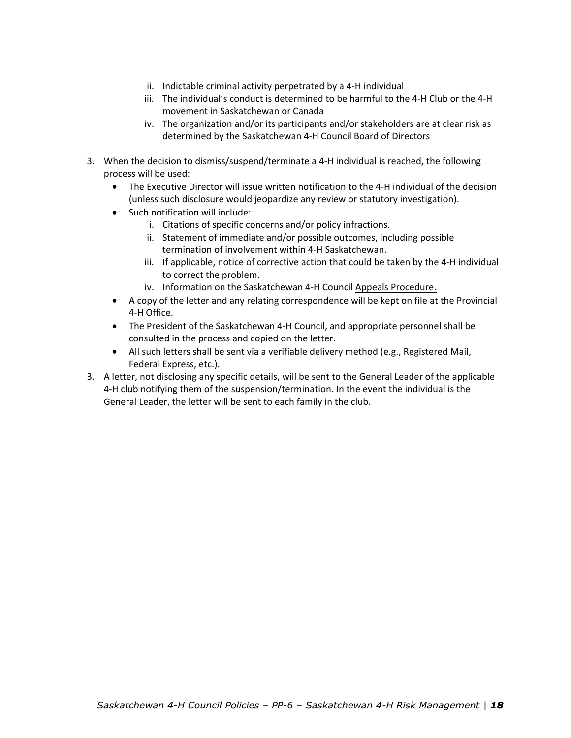ii. Indictable criminal activity perpetrated by a 4-H individual
   iii. The individual's conduct is determined to be harmful to the 4-H Club or the 4-H movement in Saskatchewan or Canada
   iv. The organization and/or its participants and/or stakeholders are at clear risk as determined by the Saskatchewan 4-H Council Board of Directors

3. When the decision to dismiss/suspend/terminate a 4-H individual is reached, the following process will be used:
   - The Executive Director will issue written notification to the 4-H individual of the decision (unless such disclosure would jeopardize any review or statutory investigation).
   - Such notification will include:
     i. Citations of specific concerns and/or policy infractions.
     ii. Statement of immediate and/or possible outcomes, including possible termination of involvement within 4-H Saskatchewan.
     iii. If applicable, notice of corrective action that could be taken by the 4-H individual to correct the problem.
     iv. Information on the Saskatchewan 4-H Council Appeals Procedure.
   - A copy of the letter and any relating correspondence will be kept on file at the Provincial 4-H Office.
   - The President of the Saskatchewan 4-H Council, and appropriate personnel shall be consulted in the process and copied on the letter.
   - All such letters shall be sent via a verifiable delivery method (e.g., Registered Mail, Federal Express, etc.).
3. A letter, not disclosing any specific details, will be sent to the General Leader of the applicable 4-H club notifying them of the suspension/termination. In the event the individual is the General Leader, the letter will be sent to each family in the club.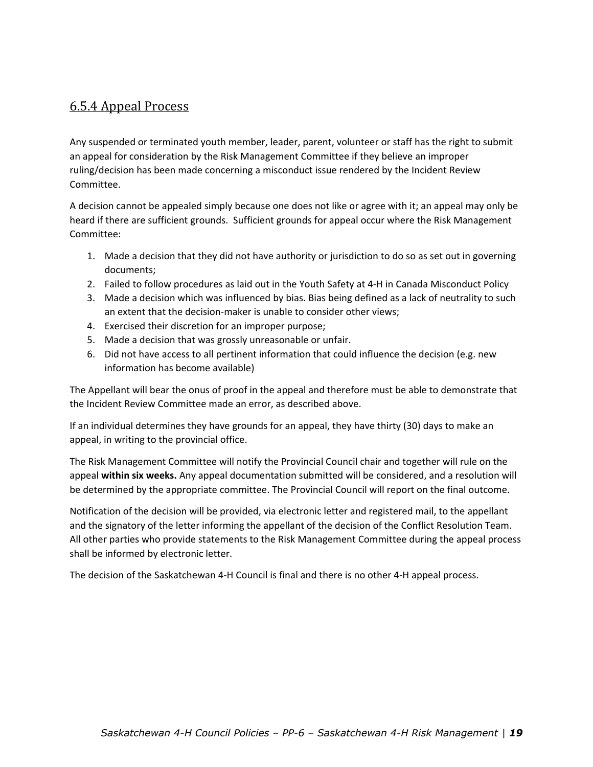## 6.5.4 Appeal Process

Any suspended or terminated youth member, leader, parent, volunteer or staff has the right to submit an appeal for consideration by the Risk Management Committee if they believe an improper ruling/decision has been made concerning a misconduct issue rendered by the Incident Review Committee.

A decision cannot be appealed simply because one does not like or agree with it; an appeal may only be heard if there are sufficient grounds. Sufficient grounds for appeal occur where the Risk Management Committee:

1. Made a decision that they did not have authority or jurisdiction to do so as set out in governing documents;
2. Failed to follow procedures as laid out in the Youth Safety at 4-H in Canada Misconduct Policy
3. Made a decision which was influenced by bias. Bias being defined as a lack of neutrality to such an extent that the decision-maker is unable to consider other views;
4. Exercised their discretion for an improper purpose;
5. Made a decision that was grossly unreasonable or unfair.
6. Did not have access to all pertinent information that could influence the decision (e.g. new information has become available)

The Appellant will bear the onus of proof in the appeal and therefore must be able to demonstrate that the Incident Review Committee made an error, as described above.

If an individual determines they have grounds for an appeal, they have thirty (30) days to make an appeal, in writing to the provincial office.

The Risk Management Committee will notify the Provincial Council chair and together will rule on the appeal **within six weeks.** Any appeal documentation submitted will be considered, and a resolution will be determined by the appropriate committee. The Provincial Council will report on the final outcome.

Notification of the decision will be provided, via electronic letter and registered mail, to the appellant and the signatory of the letter informing the appellant of the decision of the Conflict Resolution Team. All other parties who provide statements to the Risk Management Committee during the appeal process shall be informed by electronic letter.

The decision of the Saskatchewan 4-H Council is final and there is no other 4-H appeal process.